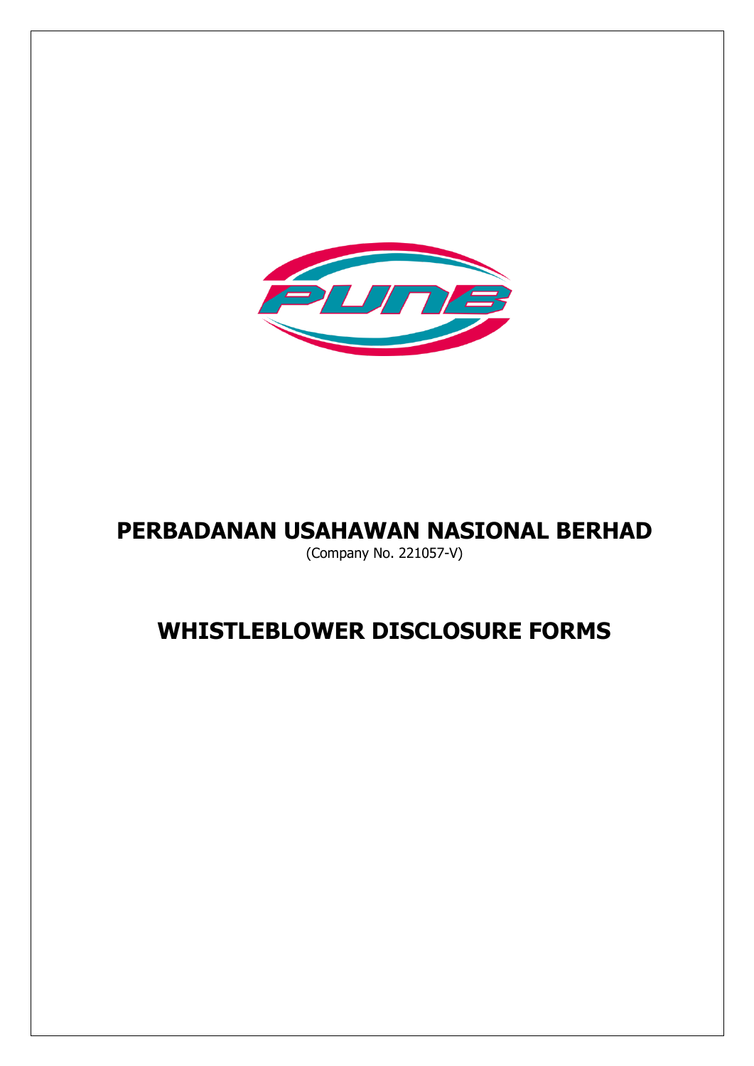# PERBADANAN USAHAWAN NASIONAL BERHAD

(Company No. 221057-V)

# WHISTLEBLOWER DISCLOSURE FORMS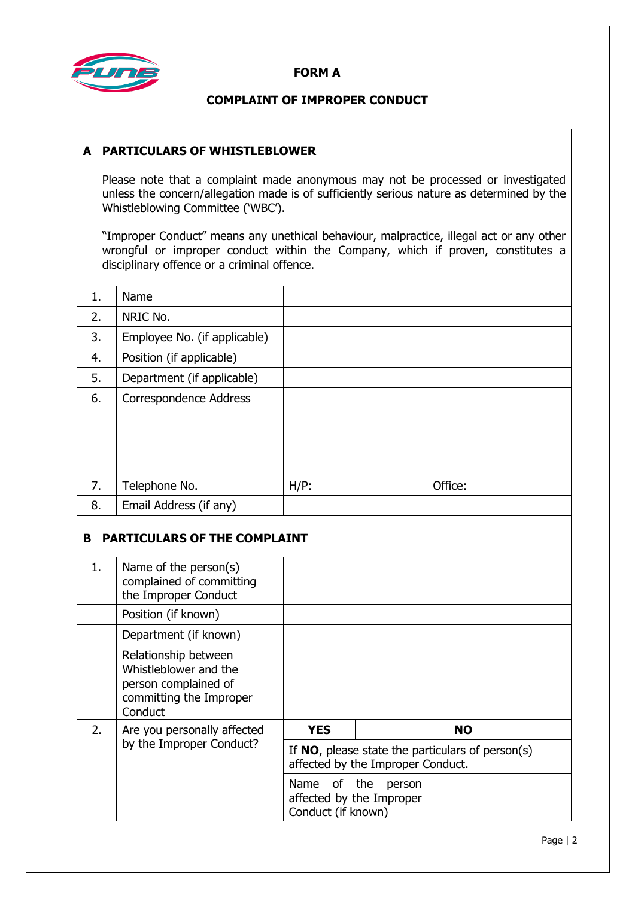# FORM A

## COMPLAINT OF IMPROPER CONDUCT

### A PARTICULARS OF WHISTLEBLOWER

Please note that a complaint made anonymous may not be processed or investigated unless the concern/allegation made is of sufficiently serious nature as determined by the Whistleblowing Committee ('WBC').

"Improper Conduct" means any unethical behaviour, malpractice, illegal act or any other wrongful or improper conduct within the Company, which if proven, constitutes a disciplinary offence or a criminal offence.

| | | | |
|---|---|---|---|
| 1. | Name | | |
| 2. | NRIC No. | | |
| 3. | Employee No. (if applicable) | | |
| 4. | Position (if applicable) | | |
| 5. | Department (if applicable) | | |
| 6. | Correspondence Address | | |
| 7. | Telephone No. | H/P: | Office: |
| 8. | Email Address (if any) | | |

### B PARTICULARS OF THE COMPLAINT

| | | | | | |
|---|---|---|---|---|---|
| 1. | Name of the person(s) complained of committing the Improper Conduct | | | | |
| | Position (if known) | | | | |
| | Department (if known) | | | | |
| | Relationship between Whistleblower and the person complained of committing the Improper Conduct | | | | |
| 2. | Are you personally affected by the Improper Conduct? | **YES** | | **NO** | |
| | | If **NO**, please state the particulars of person(s) affected by the Improper Conduct. | | | |
| | | Name of the person affected by the Improper Conduct (if known) | | | |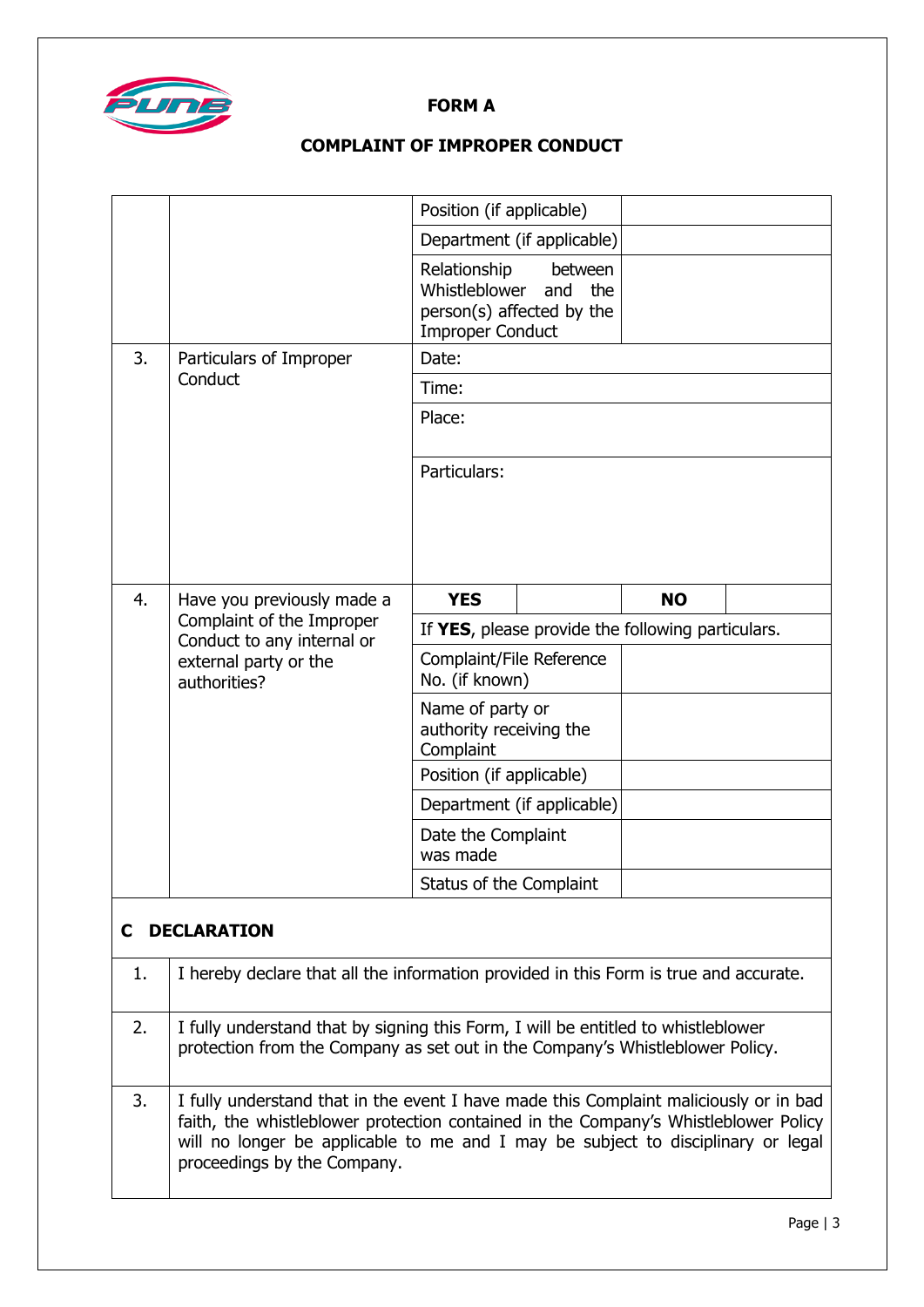**FORM A**

**COMPLAINT OF IMPROPER CONDUCT**

| | | | | | |
|---|---|---|---|---|---|
| | | Position (if applicable) | | | |
| | | Department (if applicable) | | | |
| | | Relationship between Whistleblower and the person(s) affected by the Improper Conduct | | | |
| 3. | Particulars of Improper Conduct | Date: | | | |
| | | Time: | | | |
| | | Place: | | | |
| | | Particulars: | | | |
| 4. | Have you previously made a Complaint of the Improper Conduct to any internal or external party or the authorities? | **YES** | | **NO** | |
| | | If **YES**, please provide the following particulars. | | | |
| | | Complaint/File Reference No. (if known) | | | |
| | | Name of party or authority receiving the Complaint | | | |
| | | Position (if applicable) | | | |
| | | Department (if applicable) | | | |
| | | Date the Complaint was made | | | |
| | | Status of the Complaint | | | |

## C DECLARATION

| | |
|---|---|
| 1. | I hereby declare that all the information provided in this Form is true and accurate. |
| 2. | I fully understand that by signing this Form, I will be entitled to whistleblower protection from the Company as set out in the Company's Whistleblower Policy. |
| 3. | I fully understand that in the event I have made this Complaint maliciously or in bad faith, the whistleblower protection contained in the Company's Whistleblower Policy will no longer be applicable to me and I may be subject to disciplinary or legal proceedings by the Company. |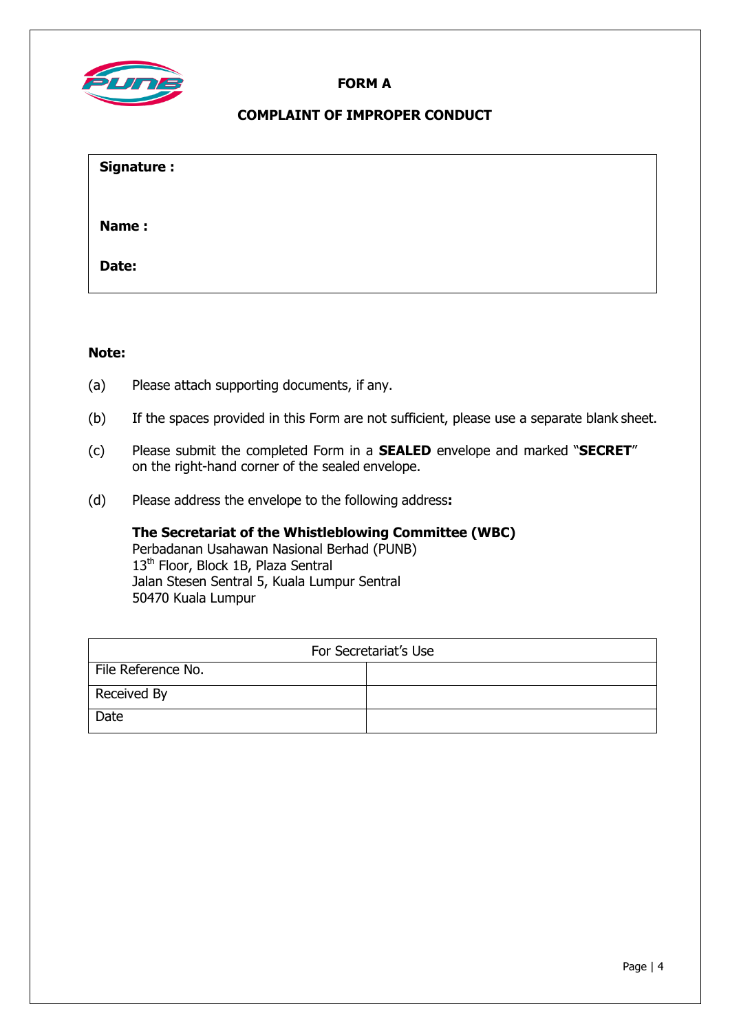**FORM A**

**COMPLAINT OF IMPROPER CONDUCT**

| **Signature :** |
|---|
| **Name :** |
| **Date:** |

**Note:**

(a) Please attach supporting documents, if any.

(b) If the spaces provided in this Form are not sufficient, please use a separate blank sheet.

(c) Please submit the completed Form in a **SEALED** envelope and marked "**SECRET**" on the right-hand corner of the sealed envelope.

(d) Please address the envelope to the following address**:**

**The Secretariat of the Whistleblowing Committee (WBC)**
Perbadanan Usahawan Nasional Berhad (PUNB)
13th Floor, Block 1B, Plaza Sentral
Jalan Stesen Sentral 5, Kuala Lumpur Sentral
50470 Kuala Lumpur

| For Secretariat's Use | |
|---|---|
| File Reference No. | |
| Received By | |
| Date | |